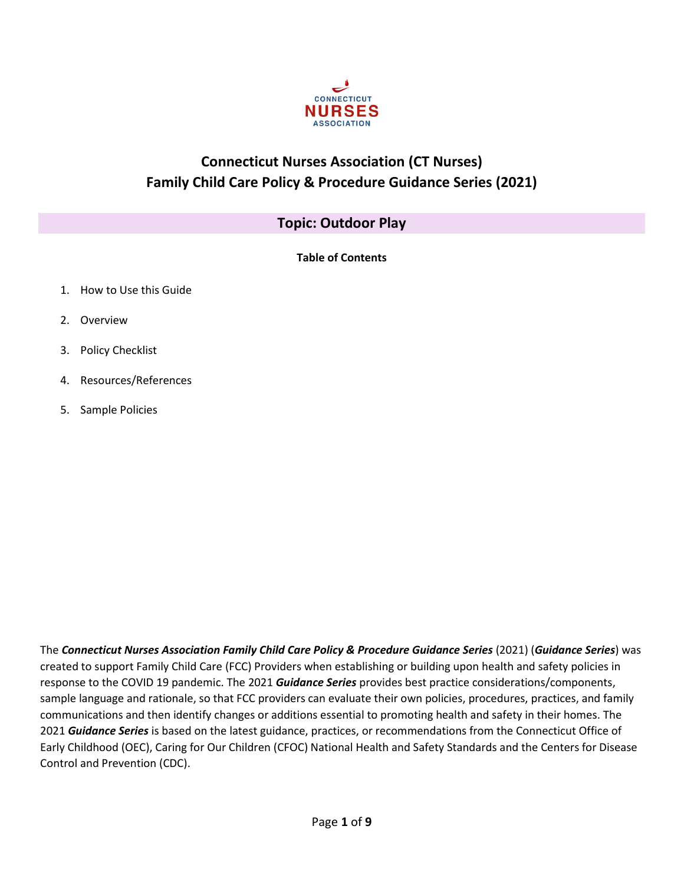# Connecticut Nurses Association (CT Nurses)
# Family Child Care Policy & Procedure Guidance Series (2021)

## Topic: Outdoor Play

**Table of Contents**

1. How to Use this Guide
2. Overview
3. Policy Checklist
4. Resources/References
5. Sample Policies

The ***Connecticut Nurses Association Family Child Care Policy & Procedure Guidance Series*** (2021) (***Guidance Series***) was created to support Family Child Care (FCC) Providers when establishing or building upon health and safety policies in response to the COVID 19 pandemic. The 2021 ***Guidance Series*** provides best practice considerations/components, sample language and rationale, so that FCC providers can evaluate their own policies, procedures, practices, and family communications and then identify changes or additions essential to promoting health and safety in their homes. The 2021 ***Guidance Series*** is based on the latest guidance, practices, or recommendations from the Connecticut Office of Early Childhood (OEC), Caring for Our Children (CFOC) National Health and Safety Standards and the Centers for Disease Control and Prevention (CDC).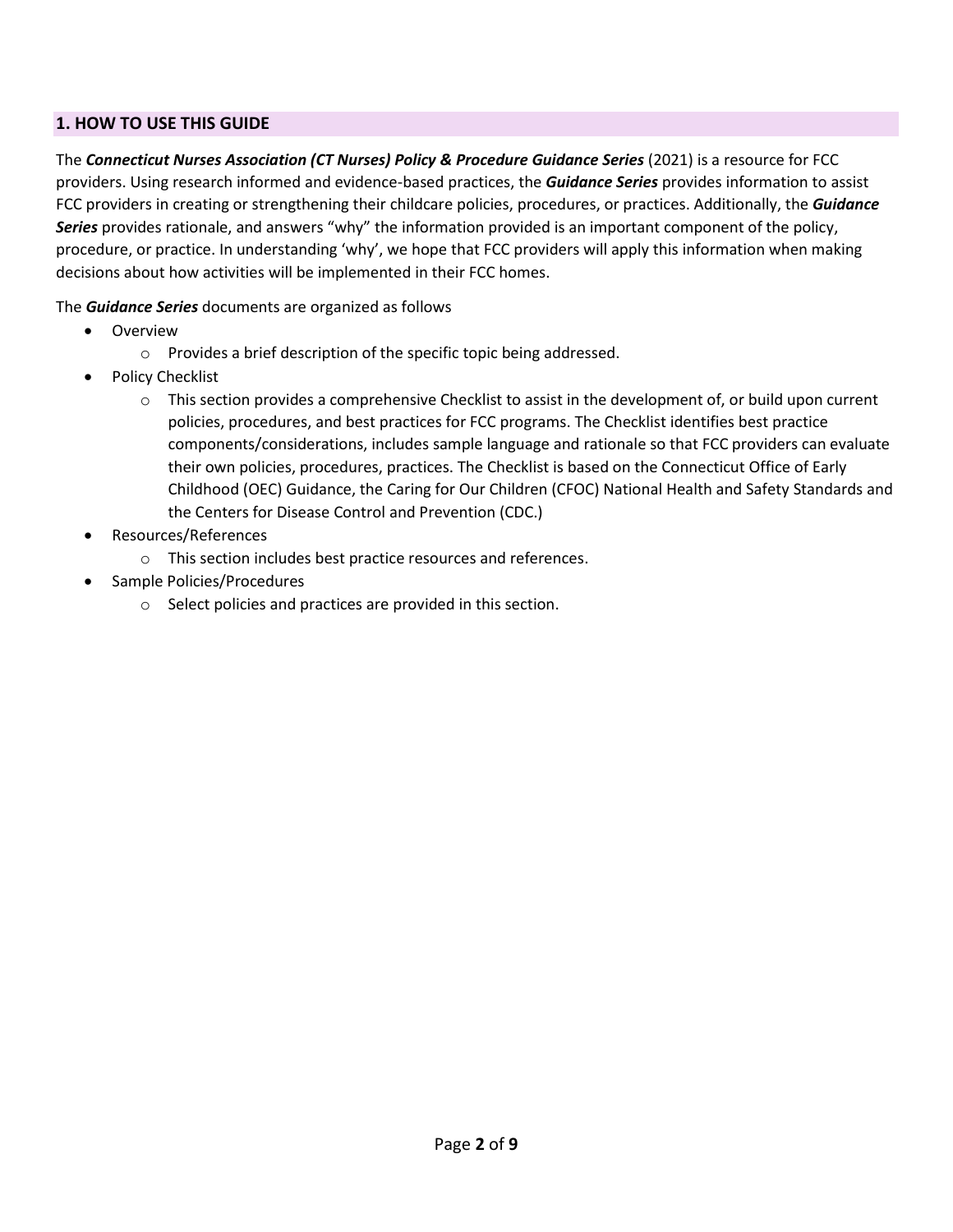## 1. HOW TO USE THIS GUIDE

The ***Connecticut Nurses Association (CT Nurses) Policy & Procedure Guidance Series*** (2021) is a resource for FCC providers. Using research informed and evidence-based practices, the ***Guidance Series*** provides information to assist FCC providers in creating or strengthening their childcare policies, procedures, or practices. Additionally, the ***Guidance Series*** provides rationale, and answers "why" the information provided is an important component of the policy, procedure, or practice. In understanding 'why', we hope that FCC providers will apply this information when making decisions about how activities will be implemented in their FCC homes.

The ***Guidance Series*** documents are organized as follows

- Overview
  - Provides a brief description of the specific topic being addressed.
- Policy Checklist
  - This section provides a comprehensive Checklist to assist in the development of, or build upon current policies, procedures, and best practices for FCC programs. The Checklist identifies best practice components/considerations, includes sample language and rationale so that FCC providers can evaluate their own policies, procedures, practices. The Checklist is based on the Connecticut Office of Early Childhood (OEC) Guidance, the Caring for Our Children (CFOC) National Health and Safety Standards and the Centers for Disease Control and Prevention (CDC.)
- Resources/References
  - This section includes best practice resources and references.
- Sample Policies/Procedures
  - Select policies and practices are provided in this section.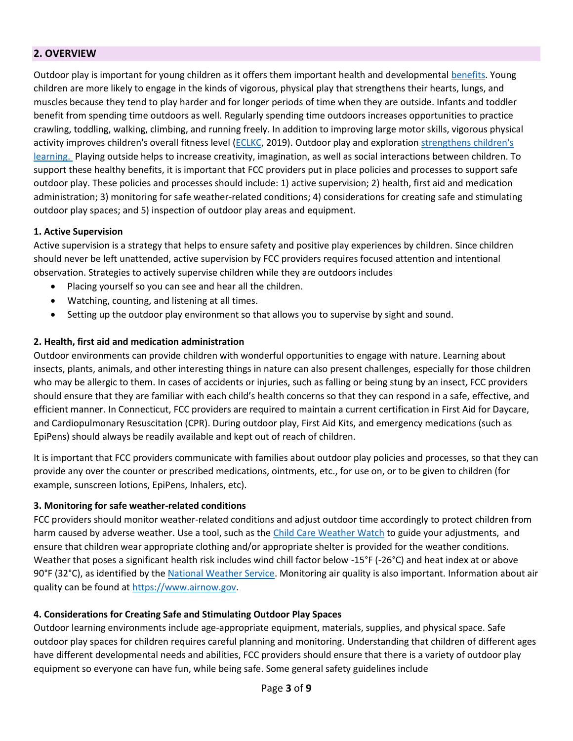## 2. OVERVIEW

Outdoor play is important for young children as it offers them important health and developmental benefits. Young children are more likely to engage in the kinds of vigorous, physical play that strengthens their hearts, lungs, and muscles because they tend to play harder and for longer periods of time when they are outside. Infants and toddler benefit from spending time outdoors as well. Regularly spending time outdoors increases opportunities to practice crawling, toddling, walking, climbing, and running freely. In addition to improving large motor skills, vigorous physical activity improves children's overall fitness level (ECLKC, 2019). Outdoor play and exploration strengthens children's learning. Playing outside helps to increase creativity, imagination, as well as social interactions between children. To support these healthy benefits, it is important that FCC providers put in place policies and processes to support safe outdoor play. These policies and processes should include: 1) active supervision; 2) health, first aid and medication administration; 3) monitoring for safe weather-related conditions; 4) considerations for creating safe and stimulating outdoor play spaces; and 5) inspection of outdoor play areas and equipment.

### 1. Active Supervision

Active supervision is a strategy that helps to ensure safety and positive play experiences by children. Since children should never be left unattended, active supervision by FCC providers requires focused attention and intentional observation. Strategies to actively supervise children while they are outdoors includes

- Placing yourself so you can see and hear all the children.
- Watching, counting, and listening at all times.
- Setting up the outdoor play environment so that allows you to supervise by sight and sound.

### 2. Health, first aid and medication administration

Outdoor environments can provide children with wonderful opportunities to engage with nature. Learning about insects, plants, animals, and other interesting things in nature can also present challenges, especially for those children who may be allergic to them. In cases of accidents or injuries, such as falling or being stung by an insect, FCC providers should ensure that they are familiar with each child's health concerns so that they can respond in a safe, effective, and efficient manner. In Connecticut, FCC providers are required to maintain a current certification in First Aid for Daycare, and Cardiopulmonary Resuscitation (CPR). During outdoor play, First Aid Kits, and emergency medications (such as EpiPens) should always be readily available and kept out of reach of children.

It is important that FCC providers communicate with families about outdoor play policies and processes, so that they can provide any over the counter or prescribed medications, ointments, etc., for use on, or to be given to children (for example, sunscreen lotions, EpiPens, Inhalers, etc).

### 3. Monitoring for safe weather-related conditions

FCC providers should monitor weather-related conditions and adjust outdoor time accordingly to protect children from harm caused by adverse weather. Use a tool, such as the Child Care Weather Watch to guide your adjustments, and ensure that children wear appropriate clothing and/or appropriate shelter is provided for the weather conditions. Weather that poses a significant health risk includes wind chill factor below -15°F (-26°C) and heat index at or above 90°F (32°C), as identified by the National Weather Service. Monitoring air quality is also important. Information about air quality can be found at https://www.airnow.gov.

### 4. Considerations for Creating Safe and Stimulating Outdoor Play Spaces

Outdoor learning environments include age-appropriate equipment, materials, supplies, and physical space. Safe outdoor play spaces for children requires careful planning and monitoring. Understanding that children of different ages have different developmental needs and abilities, FCC providers should ensure that there is a variety of outdoor play equipment so everyone can have fun, while being safe. Some general safety guidelines include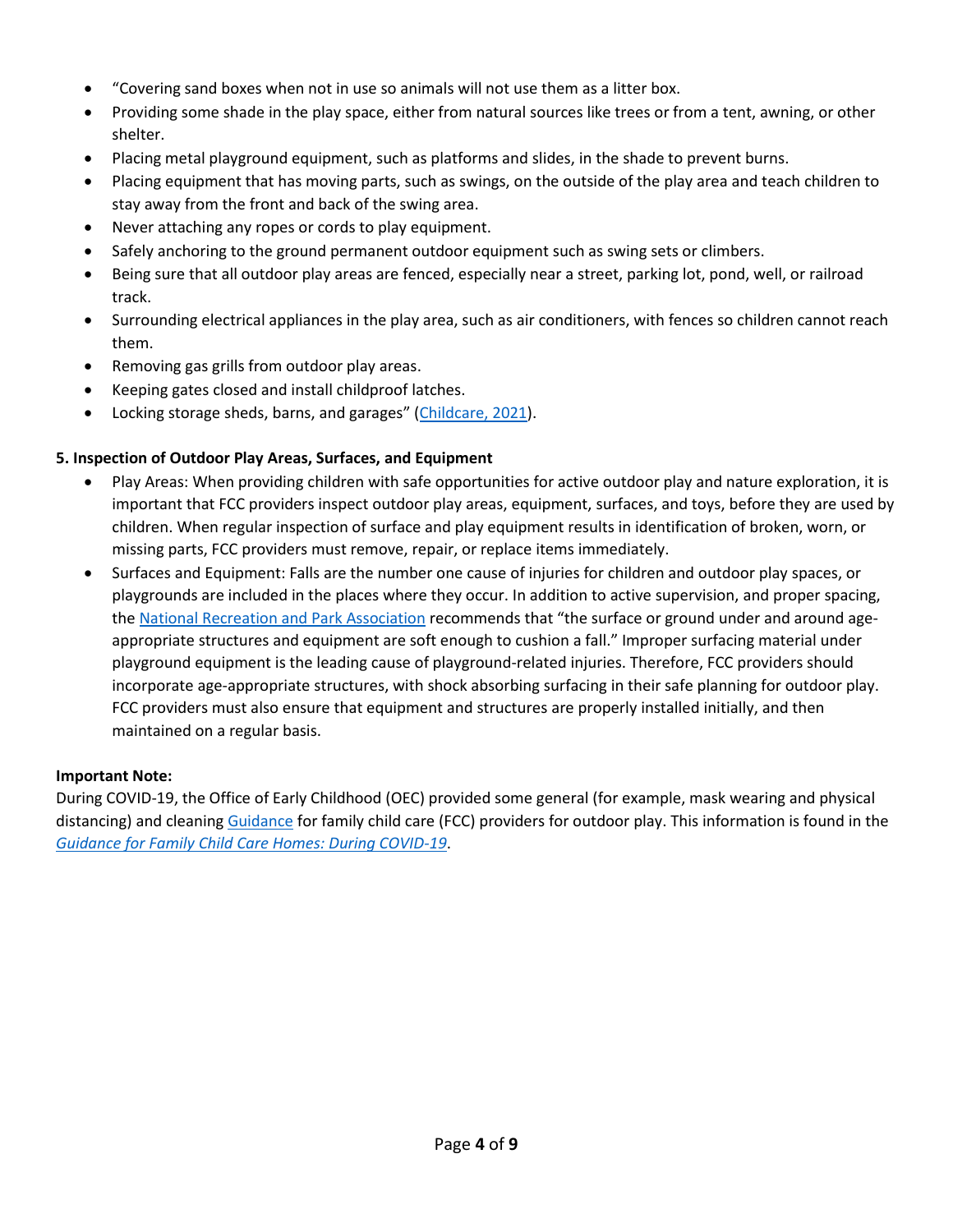- "Covering sand boxes when not in use so animals will not use them as a litter box.
- Providing some shade in the play space, either from natural sources like trees or from a tent, awning, or other shelter.
- Placing metal playground equipment, such as platforms and slides, in the shade to prevent burns.
- Placing equipment that has moving parts, such as swings, on the outside of the play area and teach children to stay away from the front and back of the swing area.
- Never attaching any ropes or cords to play equipment.
- Safely anchoring to the ground permanent outdoor equipment such as swing sets or climbers.
- Being sure that all outdoor play areas are fenced, especially near a street, parking lot, pond, well, or railroad track.
- Surrounding electrical appliances in the play area, such as air conditioners, with fences so children cannot reach them.
- Removing gas grills from outdoor play areas.
- Keeping gates closed and install childproof latches.
- Locking storage sheds, barns, and garages" (Childcare, 2021).

**5. Inspection of Outdoor Play Areas, Surfaces, and Equipment**

- Play Areas: When providing children with safe opportunities for active outdoor play and nature exploration, it is important that FCC providers inspect outdoor play areas, equipment, surfaces, and toys, before they are used by children. When regular inspection of surface and play equipment results in identification of broken, worn, or missing parts, FCC providers must remove, repair, or replace items immediately.
- Surfaces and Equipment: Falls are the number one cause of injuries for children and outdoor play spaces, or playgrounds are included in the places where they occur. In addition to active supervision, and proper spacing, the National Recreation and Park Association recommends that "the surface or ground under and around age-appropriate structures and equipment are soft enough to cushion a fall." Improper surfacing material under playground equipment is the leading cause of playground-related injuries. Therefore, FCC providers should incorporate age-appropriate structures, with shock absorbing surfacing in their safe planning for outdoor play. FCC providers must also ensure that equipment and structures are properly installed initially, and then maintained on a regular basis.

**Important Note:**

During COVID-19, the Office of Early Childhood (OEC) provided some general (for example, mask wearing and physical distancing) and cleaning Guidance for family child care (FCC) providers for outdoor play. This information is found in the *Guidance for Family Child Care Homes: During COVID-19*.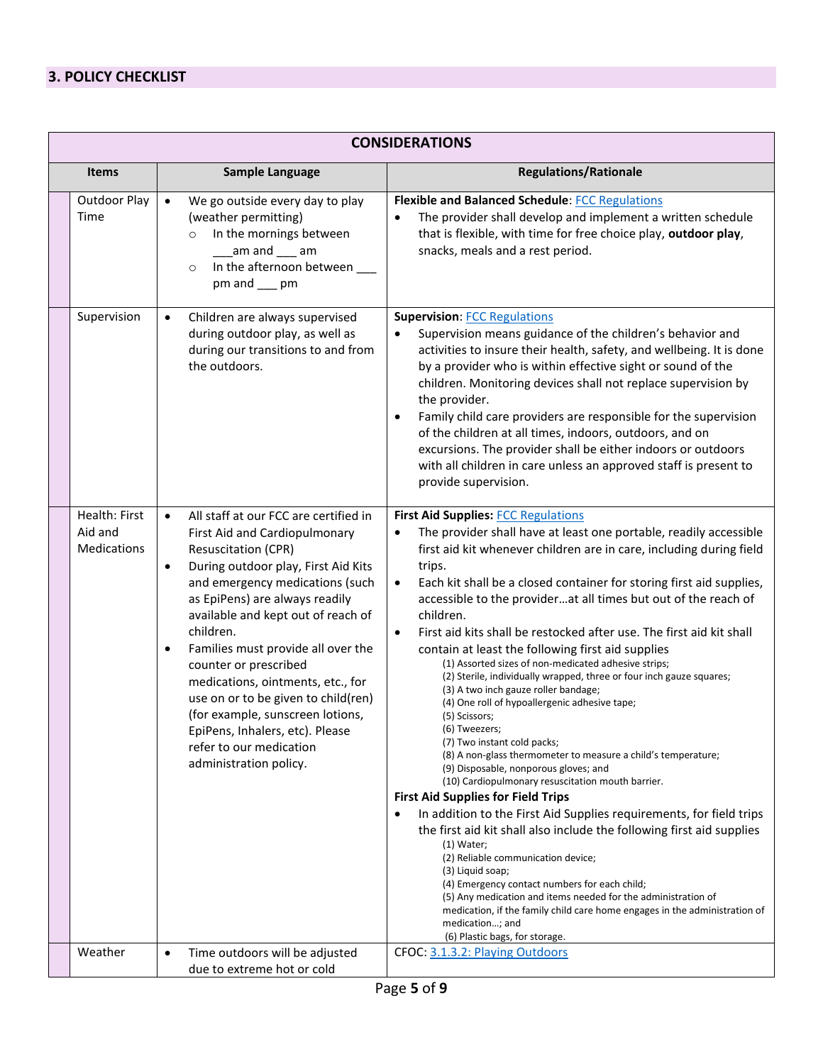## 3. POLICY CHECKLIST

| CONSIDERATIONS | | | |
|---|---|---|---|
| | **Items** | **Sample Language** | **Regulations/Rationale** |
| | Outdoor Play Time | • We go outside every day to play (weather permitting)<br>  ○ In the mornings between ___am and ___ am<br>  ○ In the afternoon between ___ pm and ___ pm | **Flexible and Balanced Schedule**: FCC Regulations<br>• The provider shall develop and implement a written schedule that is flexible, with time for free choice play, **outdoor play**, snacks, meals and a rest period. |
| | Supervision | • Children are always supervised during outdoor play, as well as during our transitions to and from the outdoors. | **Supervision**: FCC Regulations<br>• Supervision means guidance of the children's behavior and activities to insure their health, safety, and wellbeing. It is done by a provider who is within effective sight or sound of the children. Monitoring devices shall not replace supervision by the provider.<br>• Family child care providers are responsible for the supervision of the children at all times, indoors, outdoors, and on excursions. The provider shall be either indoors or outdoors with all children in care unless an approved staff is present to provide supervision. |
| | Health: First Aid and Medications | • All staff at our FCC are certified in First Aid and Cardiopulmonary Resuscitation (CPR)<br>• During outdoor play, First Aid Kits and emergency medications (such as EpiPens) are always readily available and kept out of reach of children.<br>• Families must provide all over the counter or prescribed medications, ointments, etc., for use on or to be given to child(ren) (for example, sunscreen lotions, EpiPens, Inhalers, etc). Please refer to our medication administration policy. | **First Aid Supplies:** FCC Regulations<br>• The provider shall have at least one portable, readily accessible first aid kit whenever children are in care, including during field trips.<br>• Each kit shall be a closed container for storing first aid supplies, accessible to the provider…at all times but out of the reach of children.<br>• First aid kits shall be restocked after use. The first aid kit shall contain at least the following first aid supplies<br>(1) Assorted sizes of non-medicated adhesive strips;<br>(2) Sterile, individually wrapped, three or four inch gauze squares;<br>(3) A two inch gauze roller bandage;<br>(4) One roll of hypoallergenic adhesive tape;<br>(5) Scissors;<br>(6) Tweezers;<br>(7) Two instant cold packs;<br>(8) A non-glass thermometer to measure a child's temperature;<br>(9) Disposable, nonporous gloves; and<br>(10) Cardiopulmonary resuscitation mouth barrier.<br>**First Aid Supplies for Field Trips**<br>• In addition to the First Aid Supplies requirements, for field trips the first aid kit shall also include the following first aid supplies<br>(1) Water;<br>(2) Reliable communication device;<br>(3) Liquid soap;<br>(4) Emergency contact numbers for each child;<br>(5) Any medication and items needed for the administration of medication, if the family child care home engages in the administration of medication…; and<br>(6) Plastic bags, for storage. |
| | Weather | • Time outdoors will be adjusted due to extreme hot or cold | CFOC: 3.1.3.2: Playing Outdoors |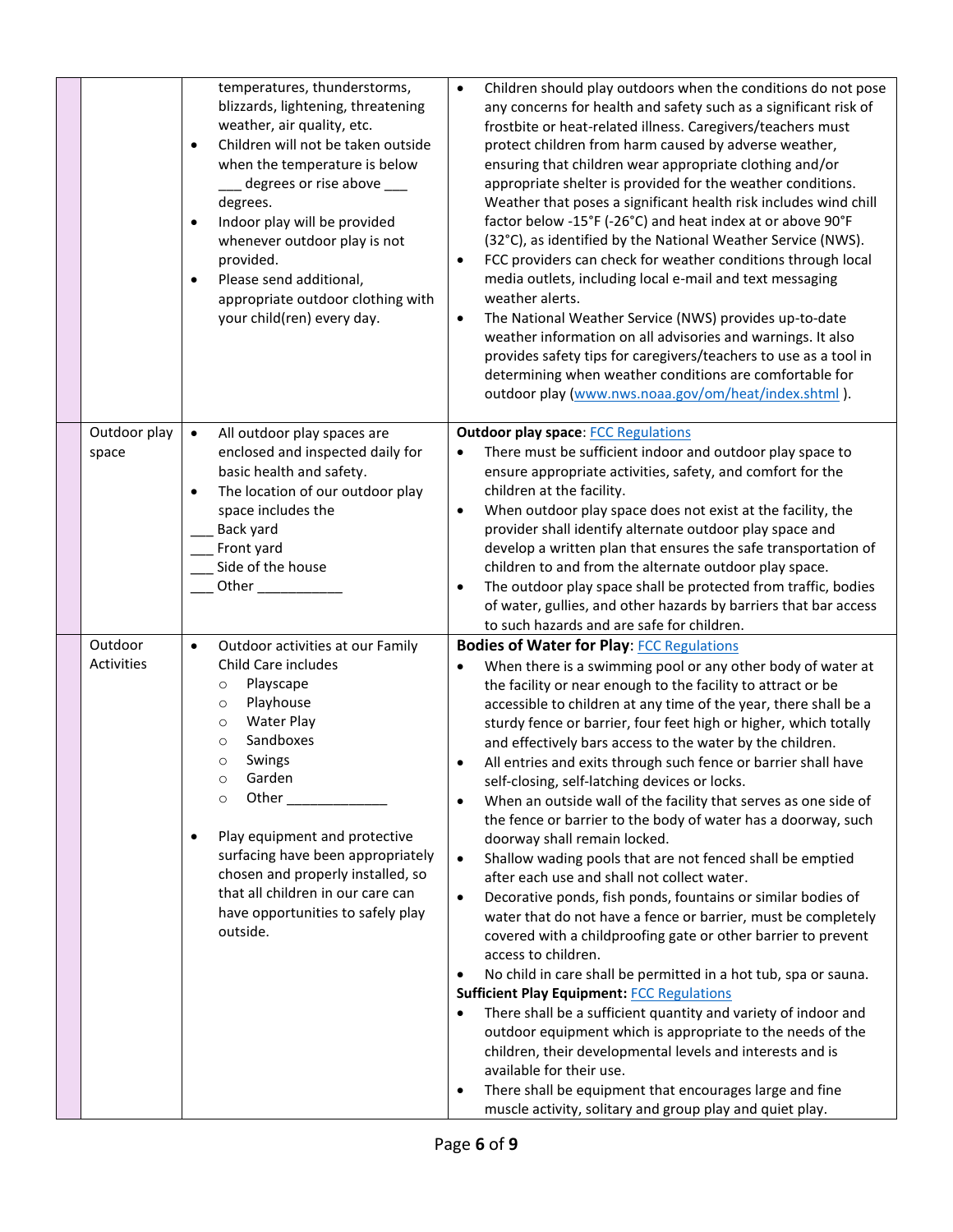| | | | |
|---|---|---|---|
| | | temperatures, thunderstorms, blizzards, lightening, threatening weather, air quality, etc.<br>• Children will not be taken outside when the temperature is below ___ degrees or rise above ___ degrees.<br>• Indoor play will be provided whenever outdoor play is not provided.<br>• Please send additional, appropriate outdoor clothing with your child(ren) every day. | • Children should play outdoors when the conditions do not pose any concerns for health and safety such as a significant risk of frostbite or heat-related illness. Caregivers/teachers must protect children from harm caused by adverse weather, ensuring that children wear appropriate clothing and/or appropriate shelter is provided for the weather conditions. Weather that poses a significant health risk includes wind chill factor below -15°F (-26°C) and heat index at or above 90°F (32°C), as identified by the National Weather Service (NWS).<br>• FCC providers can check for weather conditions through local media outlets, including local e-mail and text messaging weather alerts.<br>• The National Weather Service (NWS) provides up-to-date weather information on all advisories and warnings. It also provides safety tips for caregivers/teachers to use as a tool in determining when weather conditions are comfortable for outdoor play ([www.nws.noaa.gov/om/heat/index.shtml](www.nws.noaa.gov/om/heat/index.shtml) ). |
| | Outdoor play space | • All outdoor play spaces are enclosed and inspected daily for basic health and safety.<br>• The location of our outdoor play space includes the<br>___ Back yard<br>___ Front yard<br>___ Side of the house<br>___ Other ___________ | **Outdoor play space**: FCC Regulations<br>• There must be sufficient indoor and outdoor play space to ensure appropriate activities, safety, and comfort for the children at the facility.<br>• When outdoor play space does not exist at the facility, the provider shall identify alternate outdoor play space and develop a written plan that ensures the safe transportation of children to and from the alternate outdoor play space.<br>• The outdoor play space shall be protected from traffic, bodies of water, gullies, and other hazards by barriers that bar access to such hazards and are safe for children. |
| | Outdoor Activities | • Outdoor activities at our Family Child Care includes<br>  ○ Playscape<br>  ○ Playhouse<br>  ○ Water Play<br>  ○ Sandboxes<br>  ○ Swings<br>  ○ Garden<br>  ○ Other _____________<br><br>• Play equipment and protective surfacing have been appropriately chosen and properly installed, so that all children in our care can have opportunities to safely play outside. | **Bodies of Water for Play**: FCC Regulations<br>• When there is a swimming pool or any other body of water at the facility or near enough to the facility to attract or be accessible to children at any time of the year, there shall be a sturdy fence or barrier, four feet high or higher, which totally and effectively bars access to the water by the children.<br>• All entries and exits through such fence or barrier shall have self-closing, self-latching devices or locks.<br>• When an outside wall of the facility that serves as one side of the fence or barrier to the body of water has a doorway, such doorway shall remain locked.<br>• Shallow wading pools that are not fenced shall be emptied after each use and shall not collect water.<br>• Decorative ponds, fish ponds, fountains or similar bodies of water that do not have a fence or barrier, must be completely covered with a childproofing gate or other barrier to prevent access to children.<br>• No child in care shall be permitted in a hot tub, spa or sauna.<br>**Sufficient Play Equipment:** FCC Regulations<br>• There shall be a sufficient quantity and variety of indoor and outdoor equipment which is appropriate to the needs of the children, their developmental levels and interests and is available for their use.<br>• There shall be equipment that encourages large and fine muscle activity, solitary and group play and quiet play. |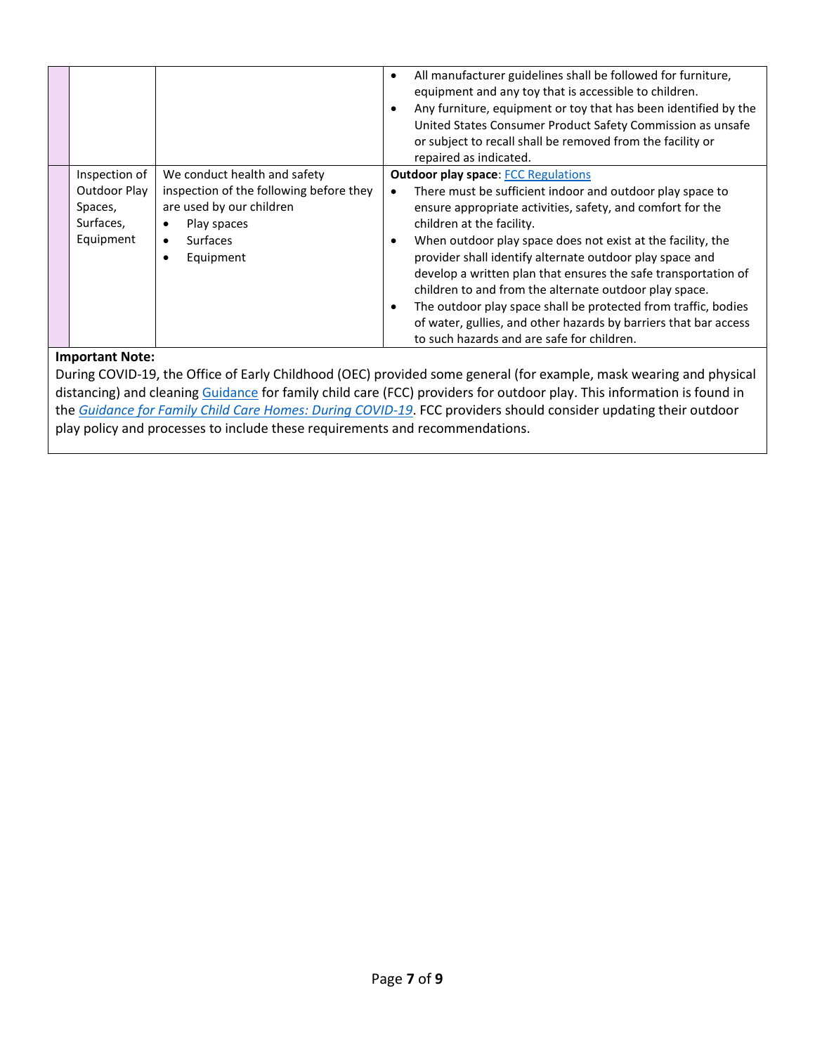| | | | |
|---|---|---|---|
| | | | • All manufacturer guidelines shall be followed for furniture, equipment and any toy that is accessible to children.<br>• Any furniture, equipment or toy that has been identified by the United States Consumer Product Safety Commission as unsafe or subject to recall shall be removed from the facility or repaired as indicated. |
| | Inspection of Outdoor Play Spaces, Surfaces, Equipment | We conduct health and safety inspection of the following before they are used by our children<br>• Play spaces<br>• Surfaces<br>• Equipment | **Outdoor play space**: [FCC Regulations]<br>• There must be sufficient indoor and outdoor play space to ensure appropriate activities, safety, and comfort for the children at the facility.<br>• When outdoor play space does not exist at the facility, the provider shall identify alternate outdoor play space and develop a written plan that ensures the safe transportation of children to and from the alternate outdoor play space.<br>• The outdoor play space shall be protected from traffic, bodies of water, gullies, and other hazards by barriers that bar access to such hazards and are safe for children. |

**Important Note:**
During COVID-19, the Office of Early Childhood (OEC) provided some general (for example, mask wearing and physical distancing) and cleaning Guidance for family child care (FCC) providers for outdoor play. This information is found in the *Guidance for Family Child Care Homes: During COVID-19*. FCC providers should consider updating their outdoor play policy and processes to include these requirements and recommendations.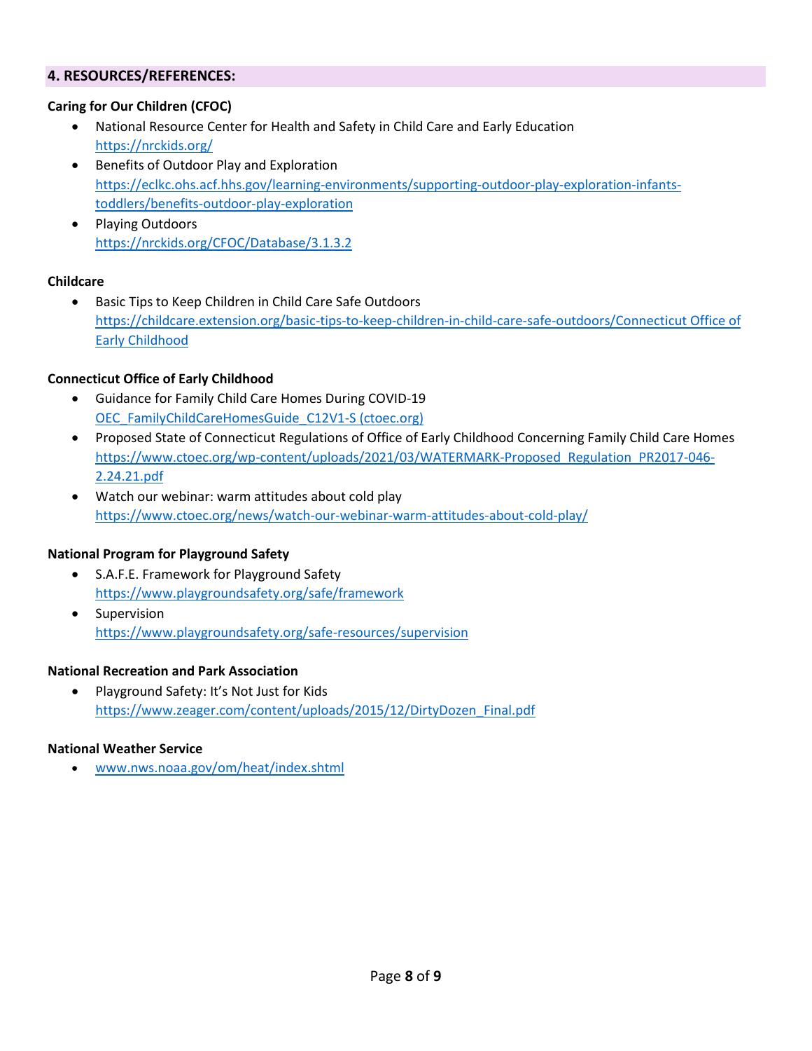## 4. RESOURCES/REFERENCES:

**Caring for Our Children (CFOC)**

- National Resource Center for Health and Safety in Child Care and Early Education
  https://nrckids.org/
- Benefits of Outdoor Play and Exploration
  https://eclkc.ohs.acf.hhs.gov/learning-environments/supporting-outdoor-play-exploration-infants-toddlers/benefits-outdoor-play-exploration
- Playing Outdoors
  https://nrckids.org/CFOC/Database/3.1.3.2

**Childcare**

- Basic Tips to Keep Children in Child Care Safe Outdoors
  https://childcare.extension.org/basic-tips-to-keep-children-in-child-care-safe-outdoors/Connecticut Office of Early Childhood

**Connecticut Office of Early Childhood**

- Guidance for Family Child Care Homes During COVID-19
  OEC_FamilyChildCareHomesGuide_C12V1-S (ctoec.org)
- Proposed State of Connecticut Regulations of Office of Early Childhood Concerning Family Child Care Homes
  https://www.ctoec.org/wp-content/uploads/2021/03/WATERMARK-Proposed_Regulation_PR2017-046-2.24.21.pdf
- Watch our webinar: warm attitudes about cold play
  https://www.ctoec.org/news/watch-our-webinar-warm-attitudes-about-cold-play/

**National Program for Playground Safety**

- S.A.F.E. Framework for Playground Safety
  https://www.playgroundsafety.org/safe/framework
- Supervision
  https://www.playgroundsafety.org/safe-resources/supervision

**National Recreation and Park Association**

- Playground Safety: It's Not Just for Kids
  https://www.zeager.com/content/uploads/2015/12/DirtyDozen_Final.pdf

**National Weather Service**

- www.nws.noaa.gov/om/heat/index.shtml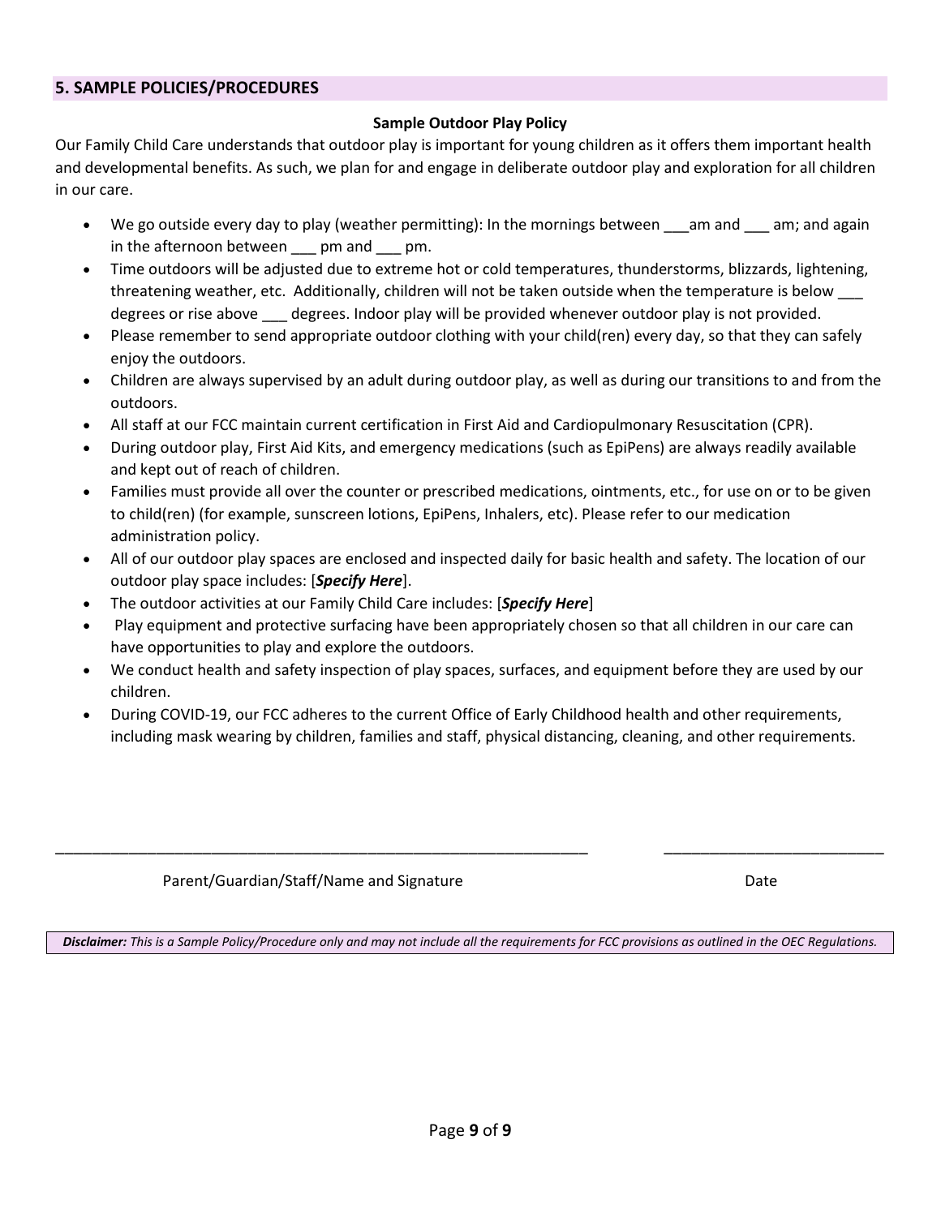## 5. SAMPLE POLICIES/PROCEDURES

**Sample Outdoor Play Policy**

Our Family Child Care understands that outdoor play is important for young children as it offers them important health and developmental benefits. As such, we plan for and engage in deliberate outdoor play and exploration for all children in our care.

- We go outside every day to play (weather permitting): In the mornings between ___am and ___ am; and again in the afternoon between ___ pm and ___ pm.
- Time outdoors will be adjusted due to extreme hot or cold temperatures, thunderstorms, blizzards, lightening, threatening weather, etc. Additionally, children will not be taken outside when the temperature is below ___ degrees or rise above ___ degrees. Indoor play will be provided whenever outdoor play is not provided.
- Please remember to send appropriate outdoor clothing with your child(ren) every day, so that they can safely enjoy the outdoors.
- Children are always supervised by an adult during outdoor play, as well as during our transitions to and from the outdoors.
- All staff at our FCC maintain current certification in First Aid and Cardiopulmonary Resuscitation (CPR).
- During outdoor play, First Aid Kits, and emergency medications (such as EpiPens) are always readily available and kept out of reach of children.
- Families must provide all over the counter or prescribed medications, ointments, etc., for use on or to be given to child(ren) (for example, sunscreen lotions, EpiPens, Inhalers, etc). Please refer to our medication administration policy.
- All of our outdoor play spaces are enclosed and inspected daily for basic health and safety. The location of our outdoor play space includes: [***Specify Here***].
- The outdoor activities at our Family Child Care includes: [***Specify Here***]
- Play equipment and protective surfacing have been appropriately chosen so that all children in our care can have opportunities to play and explore the outdoors.
- We conduct health and safety inspection of play spaces, surfaces, and equipment before they are used by our children.
- During COVID-19, our FCC adheres to the current Office of Early Childhood health and other requirements, including mask wearing by children, families and staff, physical distancing, cleaning, and other requirements.

_________________________________________________________________ __________________________

Parent/Guardian/Staff/Name and Signature Date

***Disclaimer:*** *This is a Sample Policy/Procedure only and may not include all the requirements for FCC provisions as outlined in the OEC Regulations.*